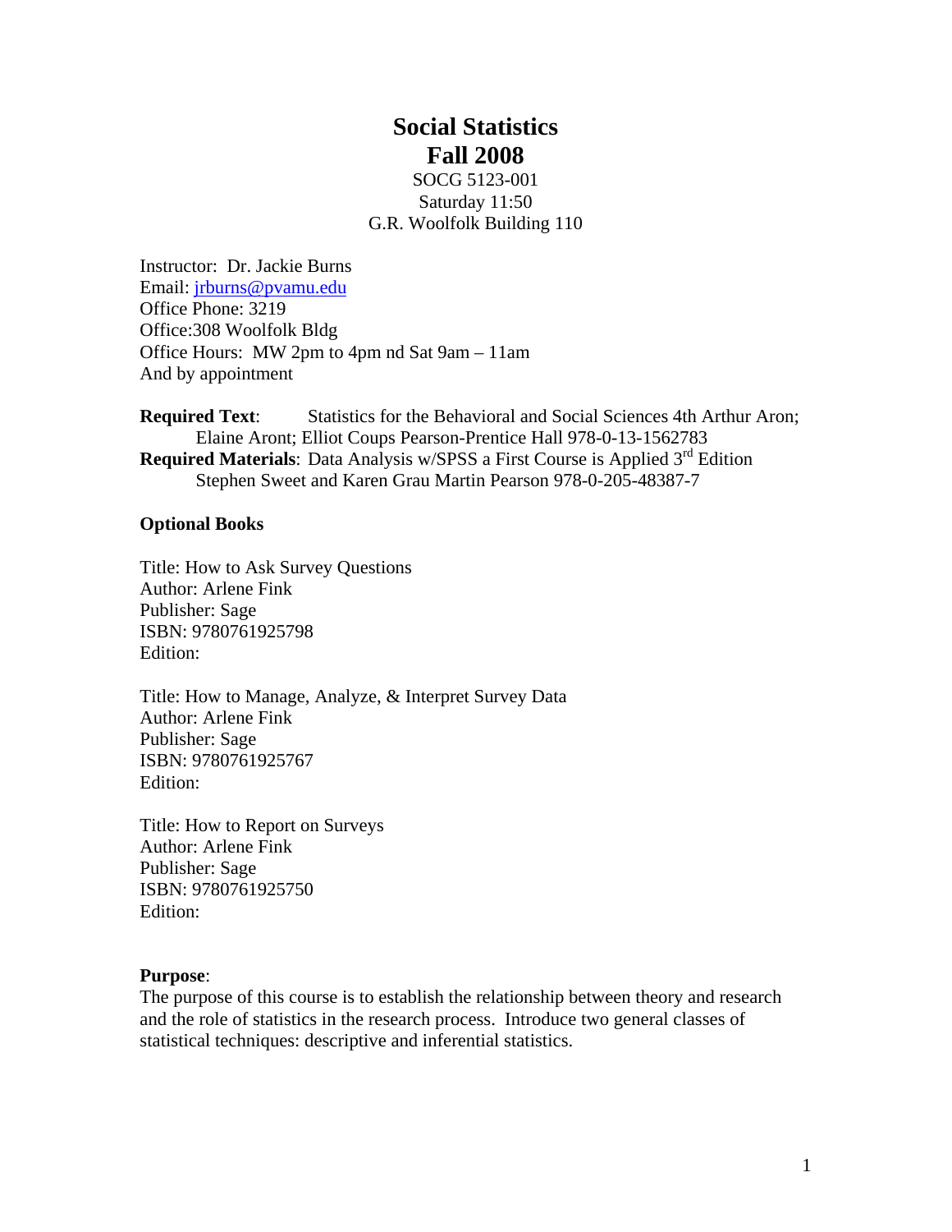# Social Statistics
# Fall 2008

SOCG 5123-001
Saturday 11:50
G.R. Woolfolk Building 110

Instructor: Dr. Jackie Burns
Email: jrburns@pvamu.edu
Office Phone: 3219
Office:308 Woolfolk Bldg
Office Hours: MW 2pm to 4pm nd Sat 9am – 11am
And by appointment

**Required Text**: Statistics for the Behavioral and Social Sciences 4th Arthur Aron; Elaine Aront; Elliot Coups Pearson-Prentice Hall 978-0-13-1562783
**Required Materials**: Data Analysis w/SPSS a First Course is Applied 3rd Edition Stephen Sweet and Karen Grau Martin Pearson 978-0-205-48387-7

**Optional Books**

Title: How to Ask Survey Questions
Author: Arlene Fink
Publisher: Sage
ISBN: 9780761925798
Edition:

Title: How to Manage, Analyze, & Interpret Survey Data
Author: Arlene Fink
Publisher: Sage
ISBN: 9780761925767
Edition:

Title: How to Report on Surveys
Author: Arlene Fink
Publisher: Sage
ISBN: 9780761925750
Edition:

**Purpose**:
The purpose of this course is to establish the relationship between theory and research and the role of statistics in the research process. Introduce two general classes of statistical techniques: descriptive and inferential statistics.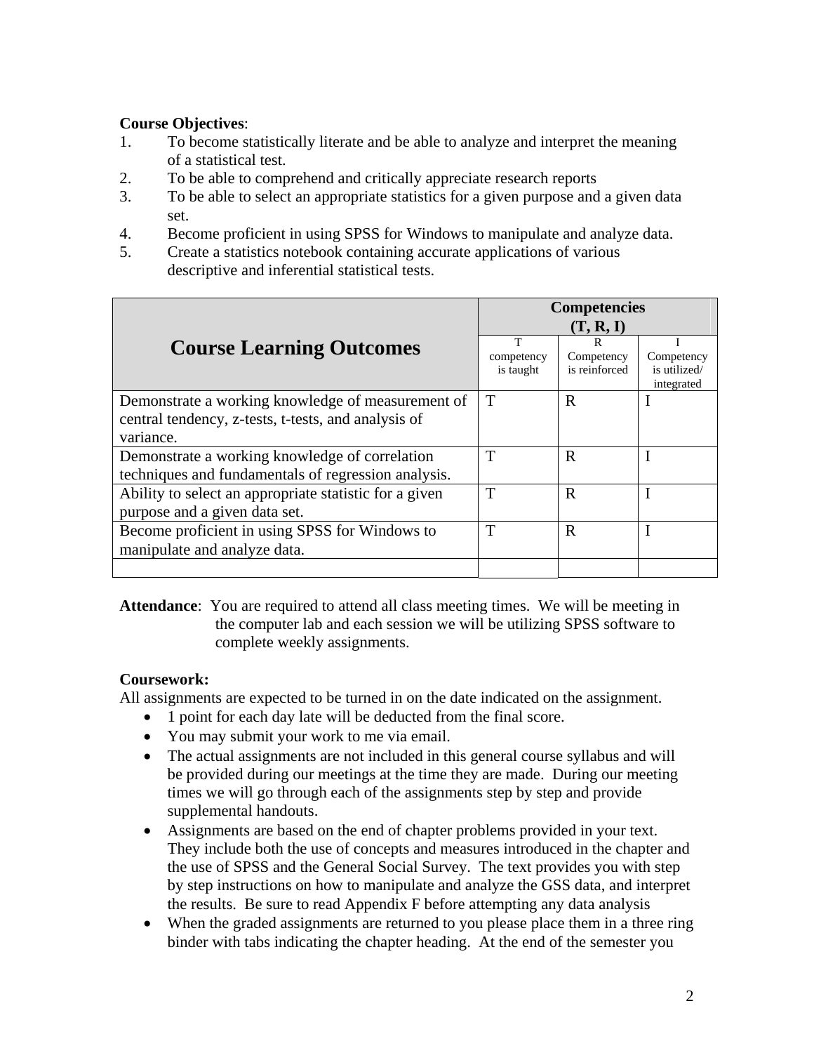**Course Objectives**:

1. To become statistically literate and be able to analyze and interpret the meaning of a statistical test.
2. To be able to comprehend and critically appreciate research reports
3. To be able to select an appropriate statistics for a given purpose and a given data set.
4. Become proficient in using SPSS for Windows to manipulate and analyze data.
5. Create a statistics notebook containing accurate applications of various descriptive and inferential statistical tests.

| **Course Learning Outcomes** | **Competencies (T, R, I)** | | |
|---|---|---|---|
| | T competency is taught | R Competency is reinforced | I Competency is utilized/ integrated |
| Demonstrate a working knowledge of measurement of central tendency, z-tests, t-tests, and analysis of variance. | T | R | I |
| Demonstrate a working knowledge of correlation techniques and fundamentals of regression analysis. | T | R | I |
| Ability to select an appropriate statistic for a given purpose and a given data set. | T | R | I |
| Become proficient in using SPSS for Windows to manipulate and analyze data. | T | R | I |
| | | | |

**Attendance**: You are required to attend all class meeting times. We will be meeting in the computer lab and each session we will be utilizing SPSS software to complete weekly assignments.

**Coursework:**

All assignments are expected to be turned in on the date indicated on the assignment.

- 1 point for each day late will be deducted from the final score.
- You may submit your work to me via email.
- The actual assignments are not included in this general course syllabus and will be provided during our meetings at the time they are made. During our meeting times we will go through each of the assignments step by step and provide supplemental handouts.
- Assignments are based on the end of chapter problems provided in your text. They include both the use of concepts and measures introduced in the chapter and the use of SPSS and the General Social Survey. The text provides you with step by step instructions on how to manipulate and analyze the GSS data, and interpret the results. Be sure to read Appendix F before attempting any data analysis
- When the graded assignments are returned to you please place them in a three ring binder with tabs indicating the chapter heading. At the end of the semester you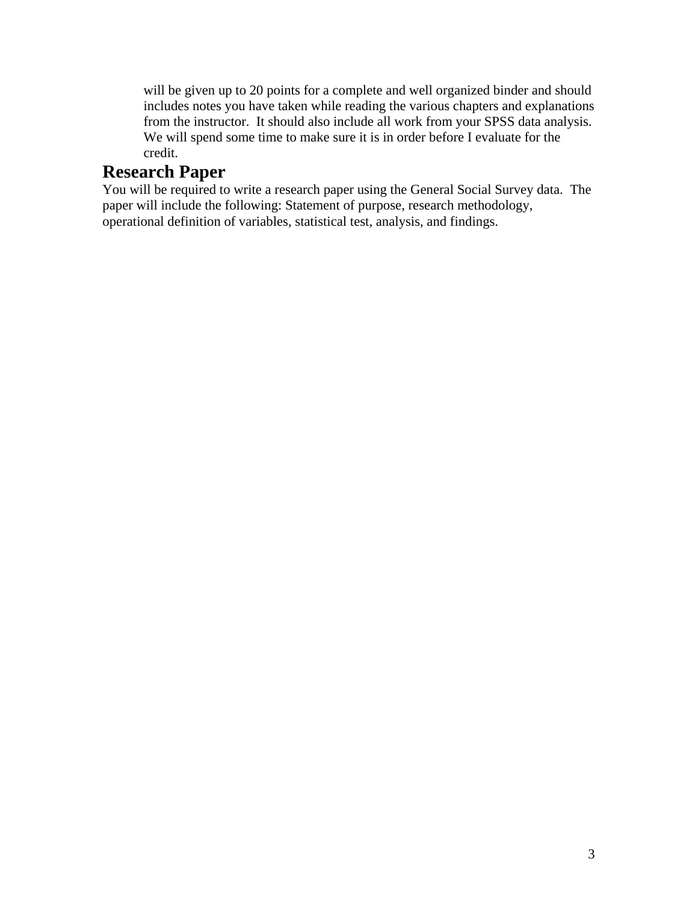will be given up to 20 points for a complete and well organized binder and should includes notes you have taken while reading the various chapters and explanations from the instructor. It should also include all work from your SPSS data analysis. We will spend some time to make sure it is in order before I evaluate for the credit.

## Research Paper

You will be required to write a research paper using the General Social Survey data. The paper will include the following: Statement of purpose, research methodology, operational definition of variables, statistical test, analysis, and findings.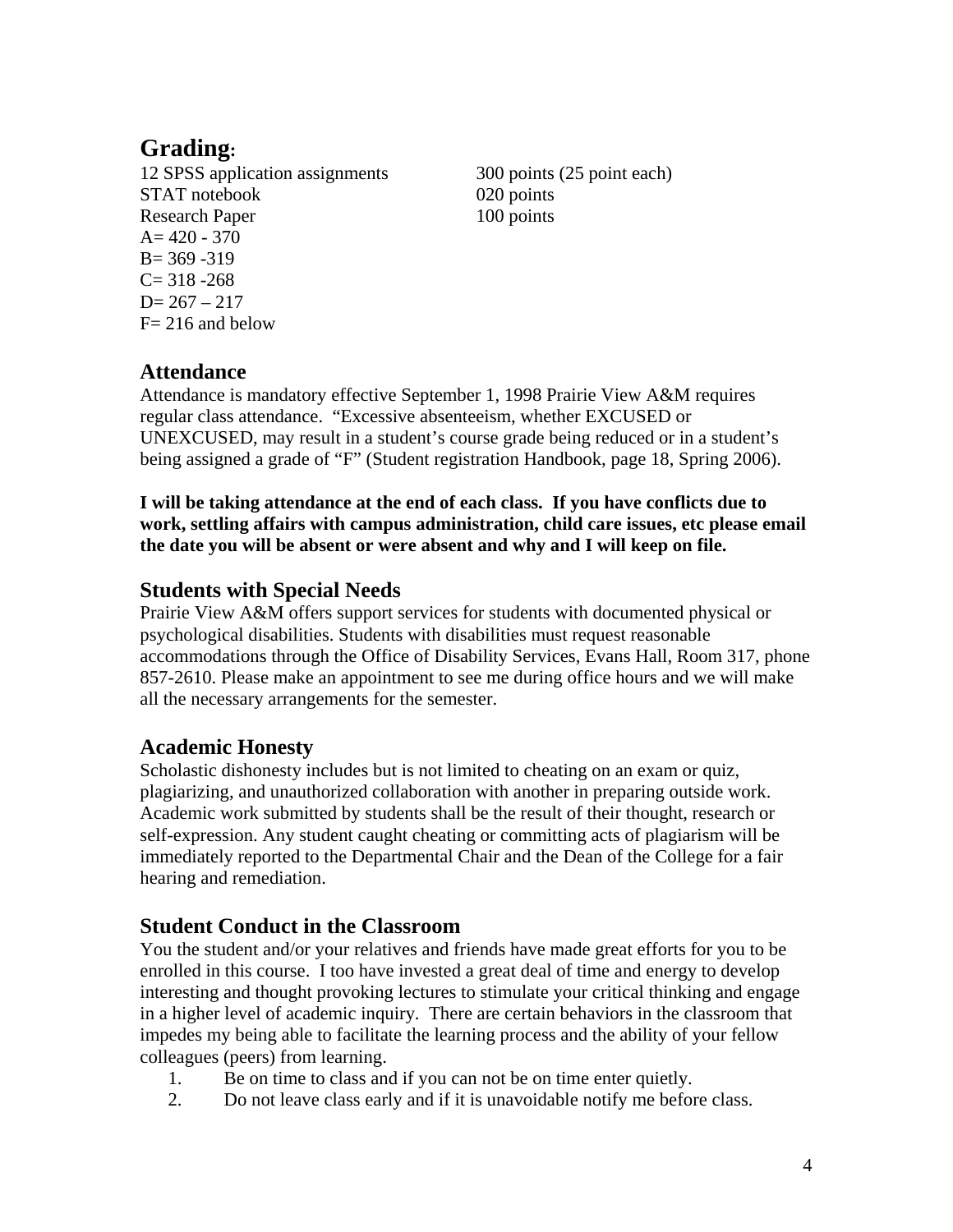## Grading:

| | |
|---|---|
| 12 SPSS application assignments | 300 points (25 point each) |
| STAT notebook | 020 points |
| Research Paper | 100 points |

A= 420 - 370
B= 369 -319
C= 318 -268
D= 267 – 217
F= 216 and below

### Attendance

Attendance is mandatory effective September 1, 1998 Prairie View A&M requires regular class attendance. "Excessive absenteeism, whether EXCUSED or UNEXCUSED, may result in a student's course grade being reduced or in a student's being assigned a grade of "F" (Student registration Handbook, page 18, Spring 2006).

**I will be taking attendance at the end of each class. If you have conflicts due to work, settling affairs with campus administration, child care issues, etc please email the date you will be absent or were absent and why and I will keep on file.**

### Students with Special Needs

Prairie View A&M offers support services for students with documented physical or psychological disabilities. Students with disabilities must request reasonable accommodations through the Office of Disability Services, Evans Hall, Room 317, phone 857-2610. Please make an appointment to see me during office hours and we will make all the necessary arrangements for the semester.

### Academic Honesty

Scholastic dishonesty includes but is not limited to cheating on an exam or quiz, plagiarizing, and unauthorized collaboration with another in preparing outside work. Academic work submitted by students shall be the result of their thought, research or self-expression. Any student caught cheating or committing acts of plagiarism will be immediately reported to the Departmental Chair and the Dean of the College for a fair hearing and remediation.

### Student Conduct in the Classroom

You the student and/or your relatives and friends have made great efforts for you to be enrolled in this course. I too have invested a great deal of time and energy to develop interesting and thought provoking lectures to stimulate your critical thinking and engage in a higher level of academic inquiry. There are certain behaviors in the classroom that impedes my being able to facilitate the learning process and the ability of your fellow colleagues (peers) from learning.

1. Be on time to class and if you can not be on time enter quietly.
2. Do not leave class early and if it is unavoidable notify me before class.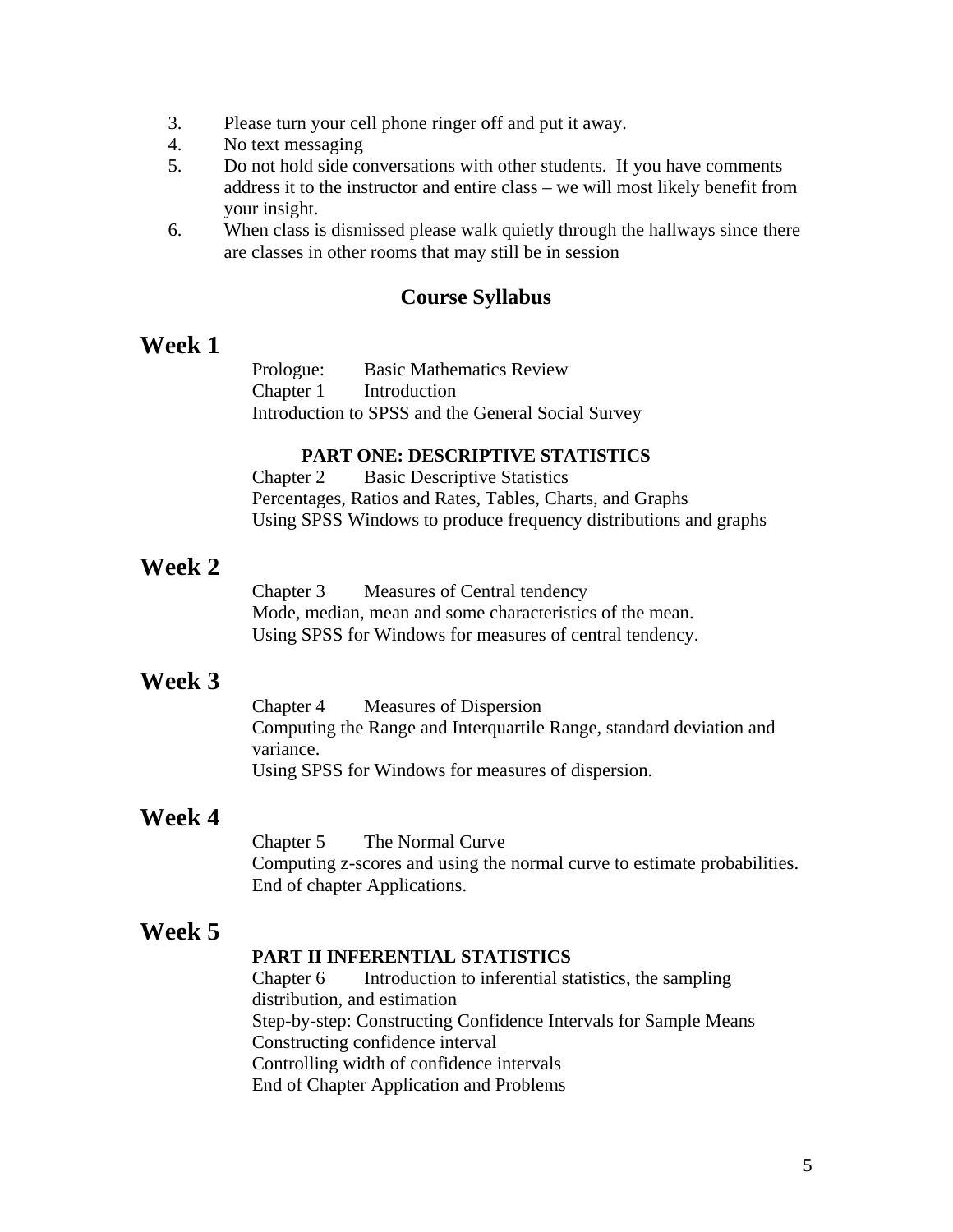3. Please turn your cell phone ringer off and put it away.
4. No text messaging
5. Do not hold side conversations with other students. If you have comments address it to the instructor and entire class – we will most likely benefit from your insight.
6. When class is dismissed please walk quietly through the hallways since there are classes in other rooms that may still be in session

## Course Syllabus

# Week 1

Prologue: Basic Mathematics Review
Chapter 1 Introduction
Introduction to SPSS and the General Social Survey

**PART ONE: DESCRIPTIVE STATISTICS**

Chapter 2 Basic Descriptive Statistics
Percentages, Ratios and Rates, Tables, Charts, and Graphs
Using SPSS Windows to produce frequency distributions and graphs

# Week 2

Chapter 3 Measures of Central tendency
Mode, median, mean and some characteristics of the mean.
Using SPSS for Windows for measures of central tendency.

# Week 3

Chapter 4 Measures of Dispersion
Computing the Range and Interquartile Range, standard deviation and variance.
Using SPSS for Windows for measures of dispersion.

# Week 4

Chapter 5 The Normal Curve
Computing z-scores and using the normal curve to estimate probabilities.
End of chapter Applications.

# Week 5

**PART II INFERENTIAL STATISTICS**

Chapter 6 Introduction to inferential statistics, the sampling distribution, and estimation
Step-by-step: Constructing Confidence Intervals for Sample Means
Constructing confidence interval
Controlling width of confidence intervals
End of Chapter Application and Problems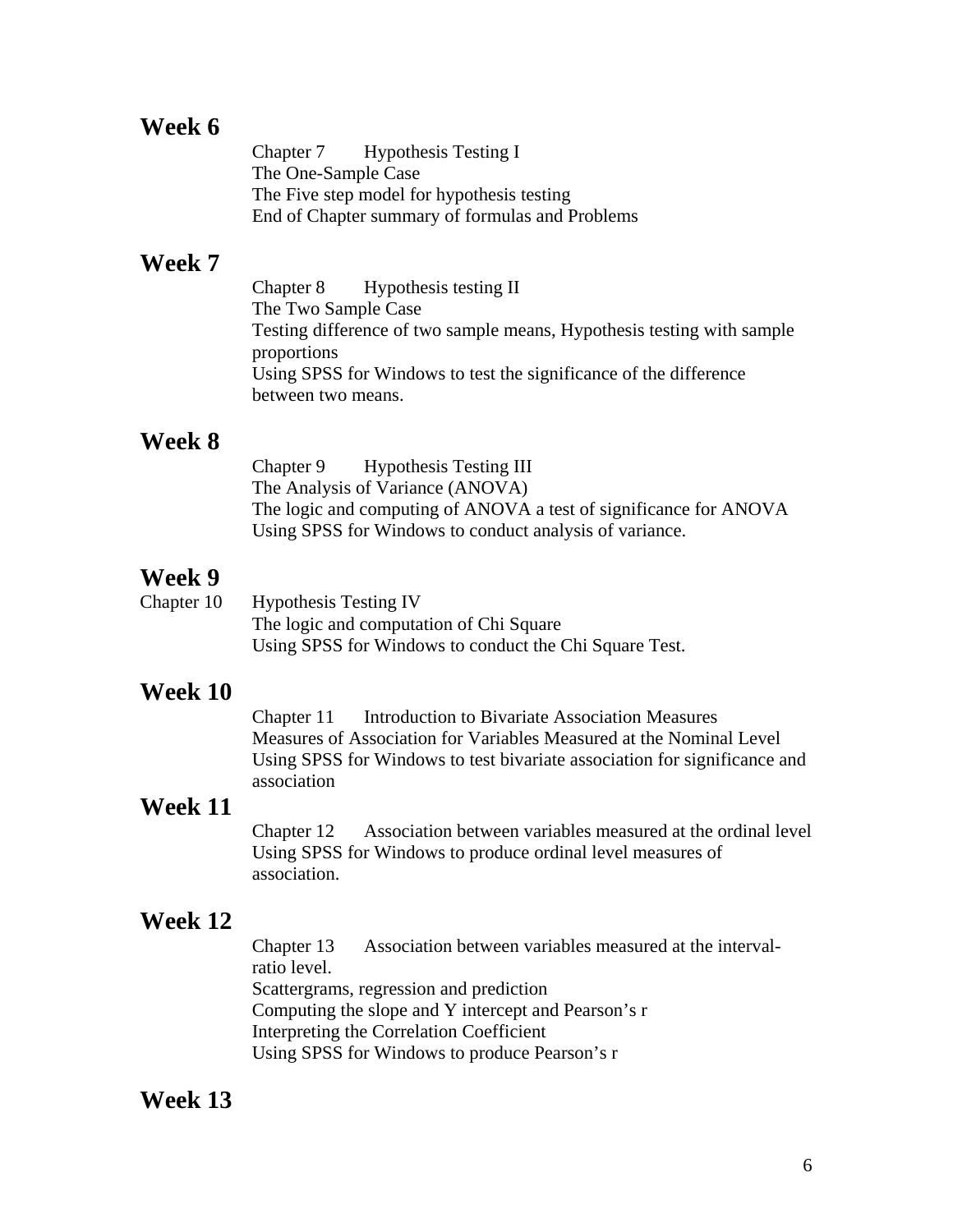## Week 6

Chapter 7 Hypothesis Testing I
The One-Sample Case
The Five step model for hypothesis testing
End of Chapter summary of formulas and Problems

## Week 7

Chapter 8 Hypothesis testing II
The Two Sample Case
Testing difference of two sample means, Hypothesis testing with sample proportions
Using SPSS for Windows to test the significance of the difference between two means.

## Week 8

Chapter 9 Hypothesis Testing III
The Analysis of Variance (ANOVA)
The logic and computing of ANOVA a test of significance for ANOVA
Using SPSS for Windows to conduct analysis of variance.

## Week 9

Chapter 10 Hypothesis Testing IV
The logic and computation of Chi Square
Using SPSS for Windows to conduct the Chi Square Test.

## Week 10

Chapter 11 Introduction to Bivariate Association Measures
Measures of Association for Variables Measured at the Nominal Level
Using SPSS for Windows to test bivariate association for significance and association

## Week 11

Chapter 12 Association between variables measured at the ordinal level
Using SPSS for Windows to produce ordinal level measures of association.

## Week 12

Chapter 13 Association between variables measured at the interval-ratio level.
Scattergrams, regression and prediction
Computing the slope and Y intercept and Pearson's r
Interpreting the Correlation Coefficient
Using SPSS for Windows to produce Pearson's r

## Week 13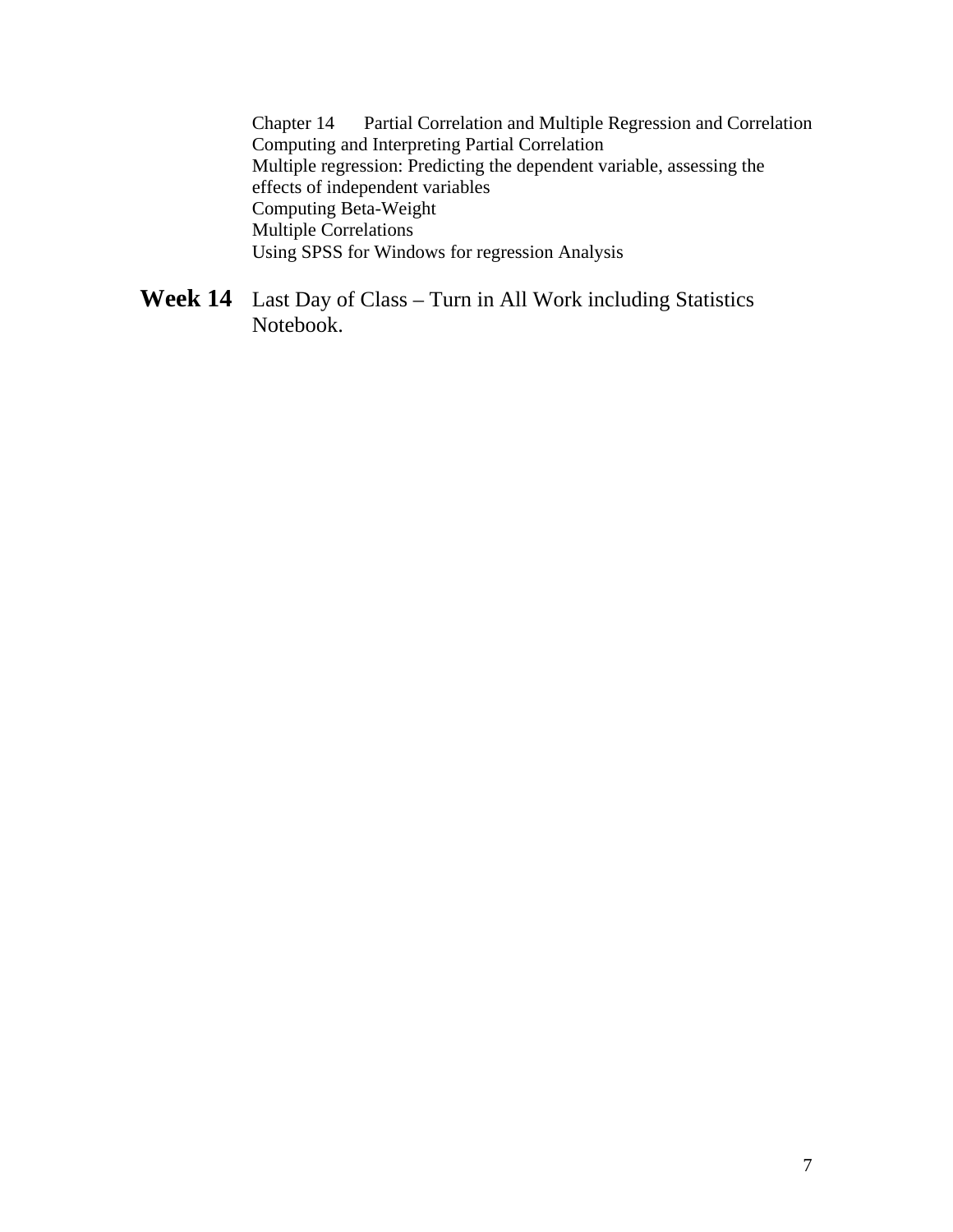Chapter 14 Partial Correlation and Multiple Regression and Correlation
Computing and Interpreting Partial Correlation
Multiple regression: Predicting the dependent variable, assessing the effects of independent variables
Computing Beta-Weight
Multiple Correlations
Using SPSS for Windows for regression Analysis

**Week 14** Last Day of Class – Turn in All Work including Statistics Notebook.